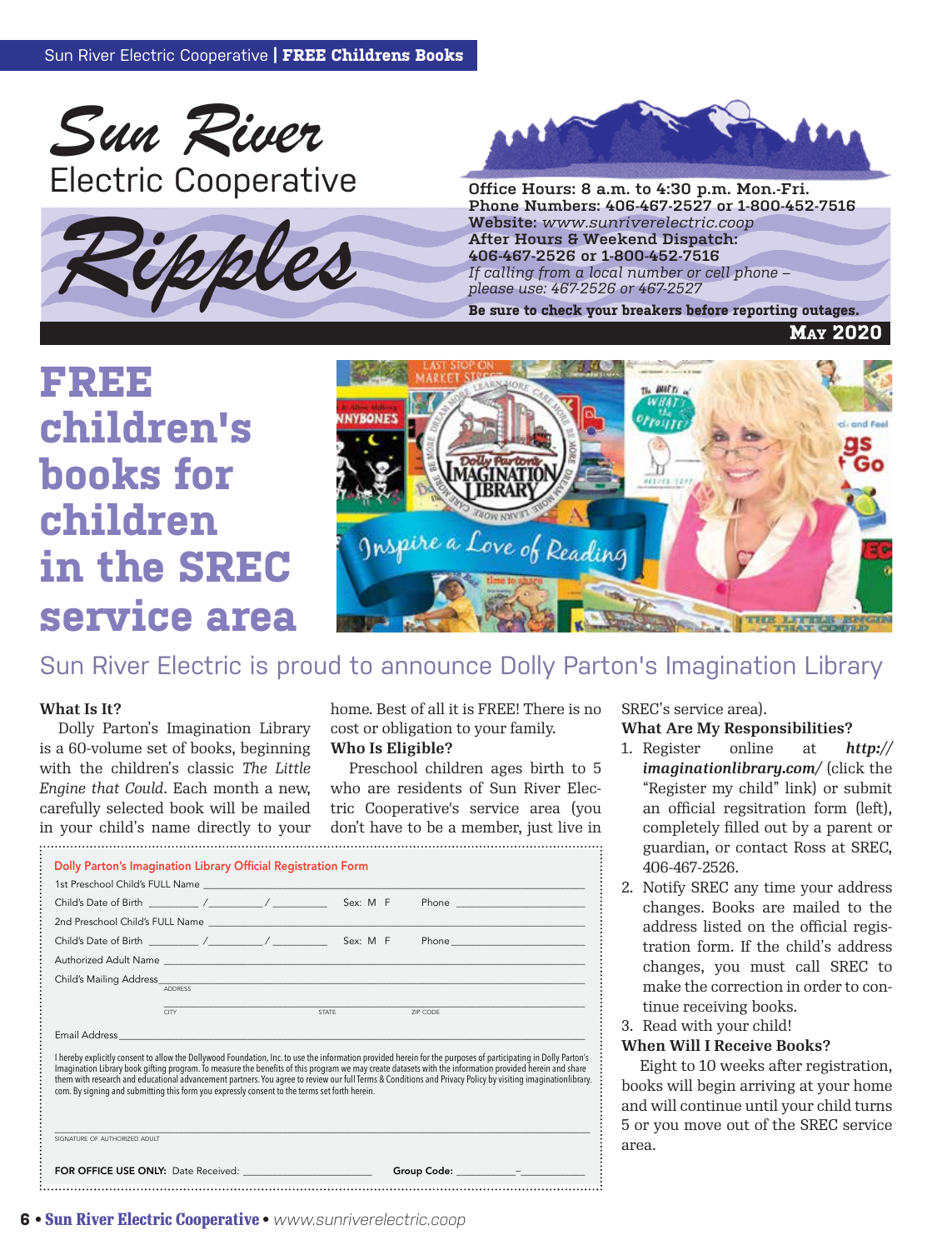# Sun River Electric Cooperative Ripples

**Office Hours: 8 a.m. to 4:30 p.m. Mon.-Fri.**
**Phone Numbers: 406-467-2527 or 1-800-452-7516**
**Website:** *www.sunriverelectric.coop*
**After Hours & Weekend Dispatch:**
**406-467-2526 or 1-800-452-7516**
*If calling from a local number or cell phone – please use: 467-2526 or 467-2527*

**Be sure to check your breakers before reporting outages.**

**May 2020**

# FREE children's books for children in the SREC service area

## Sun River Electric is proud to announce Dolly Parton's Imagination Library

**What Is It?**

Dolly Parton's Imagination Library is a 60-volume set of books, beginning with the children's classic *The Little Engine that Could*. Each month a new, carefully selected book will be mailed in your child's name directly to your home. Best of all it is FREE! There is no cost or obligation to your family.

**Who Is Eligible?**

Preschool children ages birth to 5 who are residents of Sun River Electric Cooperative's service area (you don't have to be a member, just live in SREC's service area).

**What Are My Responsibilities?**

1. Register online at ***http://imaginationlibrary.com/*** (click the "Register my child" link) or submit an official regsitration form (left), completely filled out by a parent or guardian, or contact Ross at SREC, 406-467-2526.
2. Notify SREC any time your address changes. Books are mailed to the address listed on the official registration form. If the child's address changes, you must call SREC to make the correction in order to continue receiving books.
3. Read with your child!

**When Will I Receive Books?**

Eight to 10 weeks after registration, books will begin arriving at your home and will continue until your child turns 5 or you move out of the SREC service area.

---

**Dolly Parton's Imagination Library Official Registration Form**

1st Preschool Child's FULL Name ____________________

Child's Date of Birth ______ / ______ / ______ Sex: M F Phone ____________

2nd Preschool Child's FULL Name ____________________

Child's Date of Birth ______ / ______ / ______ Sex: M F Phone ____________

Authorized Adult Name ____________________

Child's Mailing Address ____________________
ADDRESS

____________________
CITY STATE ZIP CODE

Email Address ____________________

I hereby explicitly consent to allow the Dollywood Foundation, Inc. to use the information provided herein for the purposes of participating in Dolly Parton's Imagination Library book gifting program. To measure the benefits of this program we may create datasets with the information provided herein and share them with research and educational advancement partners. You agree to review our full Terms & Conditions and Privacy Policy by visiting imaginationlibrary.com. By signing and submitting this form you expressly consent to the terms set forth herein.

____________________
SIGNATURE OF AUTHORIZED ADULT

**FOR OFFICE USE ONLY:** Date Received: ____________ **Group Code:** ______ – ______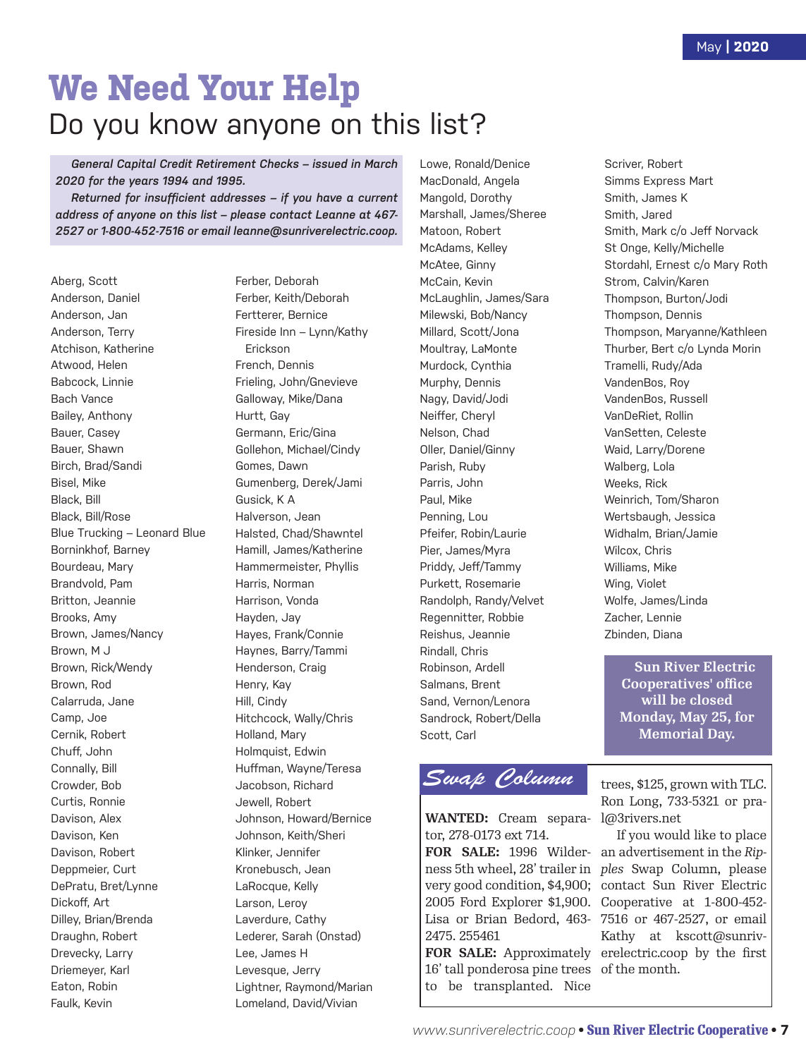# We Need Your Help

## Do you know anyone on this list?

***General Capital Credit Retirement Checks – issued in March 2020 for the years 1994 and 1995.***

***Returned for insufficient addresses – if you have a current address of anyone on this list – please contact Leanne at 467-2527 or 1-800-452-7516 or email leanne@sunriverelectric.coop.***

Aberg, Scott
Anderson, Daniel
Anderson, Jan
Anderson, Terry
Atchison, Katherine
Atwood, Helen
Babcock, Linnie
Bach Vance
Bailey, Anthony
Bauer, Casey
Bauer, Shawn
Birch, Brad/Sandi
Bisel, Mike
Black, Bill
Black, Bill/Rose
Blue Trucking – Leonard Blue
Borninkhof, Barney
Bourdeau, Mary
Brandvold, Pam
Britton, Jeannie
Brooks, Amy
Brown, James/Nancy
Brown, M J
Brown, Rick/Wendy
Brown, Rod
Calarruda, Jane
Camp, Joe
Cernik, Robert
Chuff, John
Connally, Bill
Crowder, Bob
Curtis, Ronnie
Davison, Alex
Davison, Ken
Davison, Robert
Deppmeier, Curt
DePratu, Bret/Lynne
Dickoff, Art
Dilley, Brian/Brenda
Draughn, Robert
Drevecky, Larry
Driemeyer, Karl
Eaton, Robin
Faulk, Kevin
Ferber, Deborah
Ferber, Keith/Deborah
Fertterer, Bernice
Fireside Inn – Lynn/Kathy Erickson
French, Dennis
Frieling, John/Gnevieve
Galloway, Mike/Dana
Hurtt, Gay
Germann, Eric/Gina
Gollehon, Michael/Cindy
Gomes, Dawn
Gumenberg, Derek/Jami
Gusick, K A
Halverson, Jean
Halsted, Chad/Shawntel
Hamill, James/Katherine
Hammermeister, Phyllis
Harris, Norman
Harrison, Vonda
Hayden, Jay
Hayes, Frank/Connie
Haynes, Barry/Tammi
Henderson, Craig
Henry, Kay
Hill, Cindy
Hitchcock, Wally/Chris
Holland, Mary
Holmquist, Edwin
Huffman, Wayne/Teresa
Jacobson, Richard
Jewell, Robert
Johnson, Howard/Bernice
Johnson, Keith/Sheri
Klinker, Jennifer
Kronebusch, Jean
LaRocque, Kelly
Larson, Leroy
Laverdure, Cathy
Lederer, Sarah (Onstad)
Lee, James H
Levesque, Jerry
Lightner, Raymond/Marian
Lomeland, David/Vivian
Lowe, Ronald/Denice
MacDonald, Angela
Mangold, Dorothy
Marshall, James/Sheree
Matoon, Robert
McAdams, Kelley
McAtee, Ginny
McCain, Kevin
McLaughlin, James/Sara
Milewski, Bob/Nancy
Millard, Scott/Jona
Moultray, LaMonte
Murdock, Cynthia
Murphy, Dennis
Nagy, David/Jodi
Neiffer, Cheryl
Nelson, Chad
Oller, Daniel/Ginny
Parish, Ruby
Parris, John
Paul, Mike
Penning, Lou
Pfeifer, Robin/Laurie
Pier, James/Myra
Priddy, Jeff/Tammy
Purkett, Rosemarie
Randolph, Randy/Velvet
Regennitter, Robbie
Reishus, Jeannie
Rindall, Chris
Robinson, Ardell
Salmans, Brent
Sand, Vernon/Lenora
Sandrock, Robert/Della
Scott, Carl
Scriver, Robert
Simms Express Mart
Smith, James K
Smith, Jared
Smith, Mark c/o Jeff Norvack
St Onge, Kelly/Michelle
Stordahl, Ernest c/o Mary Roth
Strom, Calvin/Karen
Thompson, Burton/Jodi
Thompson, Dennis
Thompson, Maryanne/Kathleen
Thurber, Bert c/o Lynda Morin
Tramelli, Rudy/Ada
VandenBos, Roy
VandenBos, Russell
VanDeRiet, Rollin
VanSetten, Celeste
Waid, Larry/Dorene
Walberg, Lola
Weeks, Rick
Weinrich, Tom/Sharon
Wertsbaugh, Jessica
Widhalm, Brian/Jamie
Wilcox, Chris
Williams, Mike
Wing, Violet
Wolfe, James/Linda
Zacher, Lennie
Zbinden, Diana

**Sun River Electric Cooperatives' office will be closed Monday, May 25, for Memorial Day.**

## Swap Column

**WANTED:** Cream separator, 278-0173 ext 714.

**FOR SALE:** 1996 Wilderness 5th wheel, 28' trailer in very good condition, $4,900; 2005 Ford Explorer $1,900. Lisa or Brian Bedord, 463-2475. 255461

**FOR SALE:** Approximately 16' tall ponderosa pine trees to be transplanted. Nice trees, $125, grown with TLC. Ron Long, 733-5321 or pra-l@3rivers.net

If you would like to place an advertisement in the *Ripples* Swap Column, please contact Sun River Electric Cooperative at 1-800-452-7516 or 467-2527, or email Kathy at kscott@sunriverelectric.coop by the first of the month.